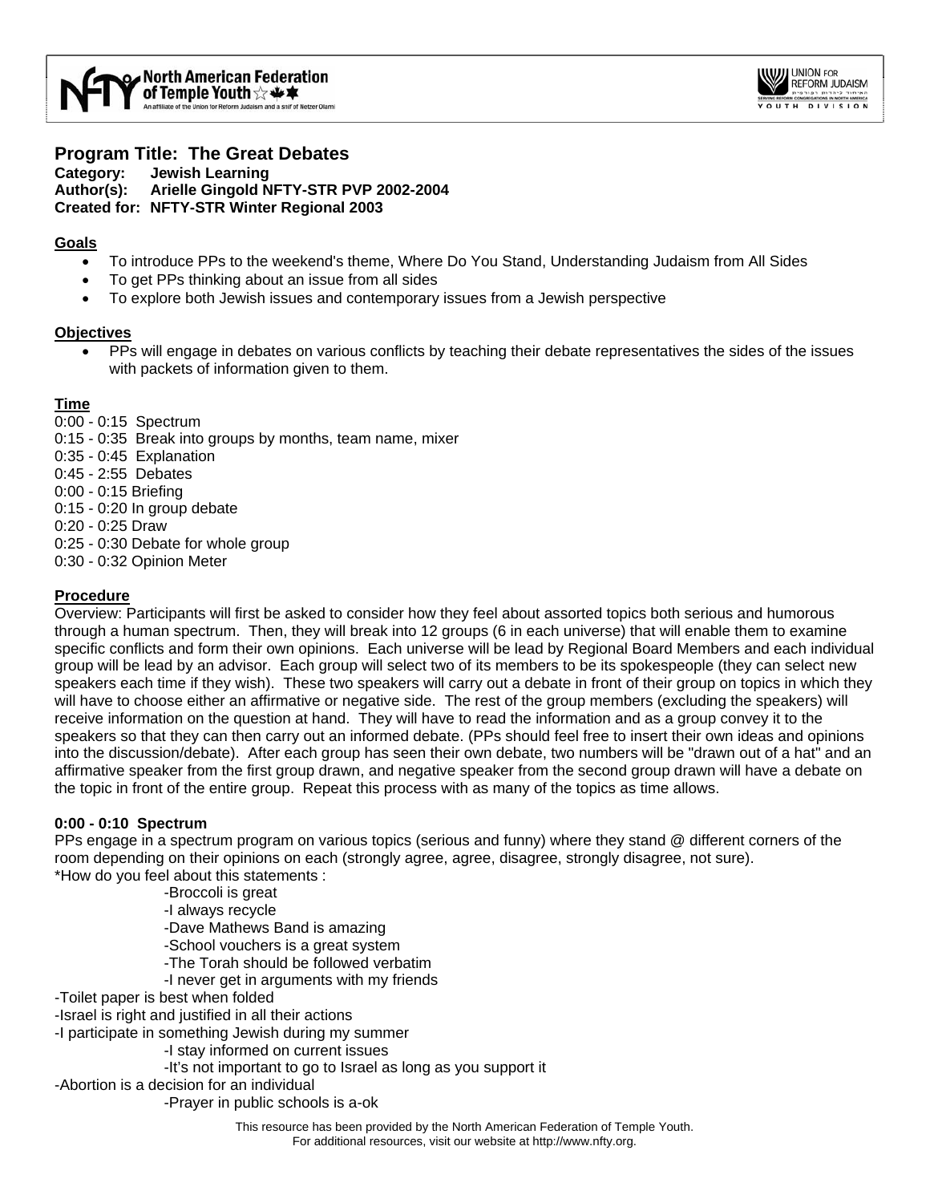# Program Title: The Great Debates

**Category: Jewish Learning**
**Author(s): Arielle Gingold NFTY-STR PVP 2002-2004**
**Created for: NFTY-STR Winter Regional 2003**

## Goals

- To introduce PPs to the weekend's theme, Where Do You Stand, Understanding Judaism from All Sides
- To get PPs thinking about an issue from all sides
- To explore both Jewish issues and contemporary issues from a Jewish perspective

## Objectives

- PPs will engage in debates on various conflicts by teaching their debate representatives the sides of the issues with packets of information given to them.

## Time

0:00 - 0:15 Spectrum
0:15 - 0:35 Break into groups by months, team name, mixer
0:35 - 0:45 Explanation
0:45 - 2:55 Debates
0:00 - 0:15 Briefing
0:15 - 0:20 In group debate
0:20 - 0:25 Draw
0:25 - 0:30 Debate for whole group
0:30 - 0:32 Opinion Meter

## Procedure

Overview: Participants will first be asked to consider how they feel about assorted topics both serious and humorous through a human spectrum. Then, they will break into 12 groups (6 in each universe) that will enable them to examine specific conflicts and form their own opinions. Each universe will be lead by Regional Board Members and each individual group will be lead by an advisor. Each group will select two of its members to be its spokespeople (they can select new speakers each time if they wish). These two speakers will carry out a debate in front of their group on topics in which they will have to choose either an affirmative or negative side. The rest of the group members (excluding the speakers) will receive information on the question at hand. They will have to read the information and as a group convey it to the speakers so that they can then carry out an informed debate. (PPs should feel free to insert their own ideas and opinions into the discussion/debate). After each group has seen their own debate, two numbers will be "drawn out of a hat" and an affirmative speaker from the first group drawn, and negative speaker from the second group drawn will have a debate on the topic in front of the entire group. Repeat this process with as many of the topics as time allows.

### 0:00 - 0:10 Spectrum

PPs engage in a spectrum program on various topics (serious and funny) where they stand @ different corners of the room depending on their opinions on each (strongly agree, agree, disagree, strongly disagree, not sure).
*How do you feel about this statements :

-Broccoli is great
-I always recycle
-Dave Mathews Band is amazing
-School vouchers is a great system
-The Torah should be followed verbatim
-I never get in arguments with my friends
-Toilet paper is best when folded
-Israel is right and justified in all their actions
-I participate in something Jewish during my summer
-I stay informed on current issues
-It's not important to go to Israel as long as you support it
-Abortion is a decision for an individual
-Prayer in public schools is a-ok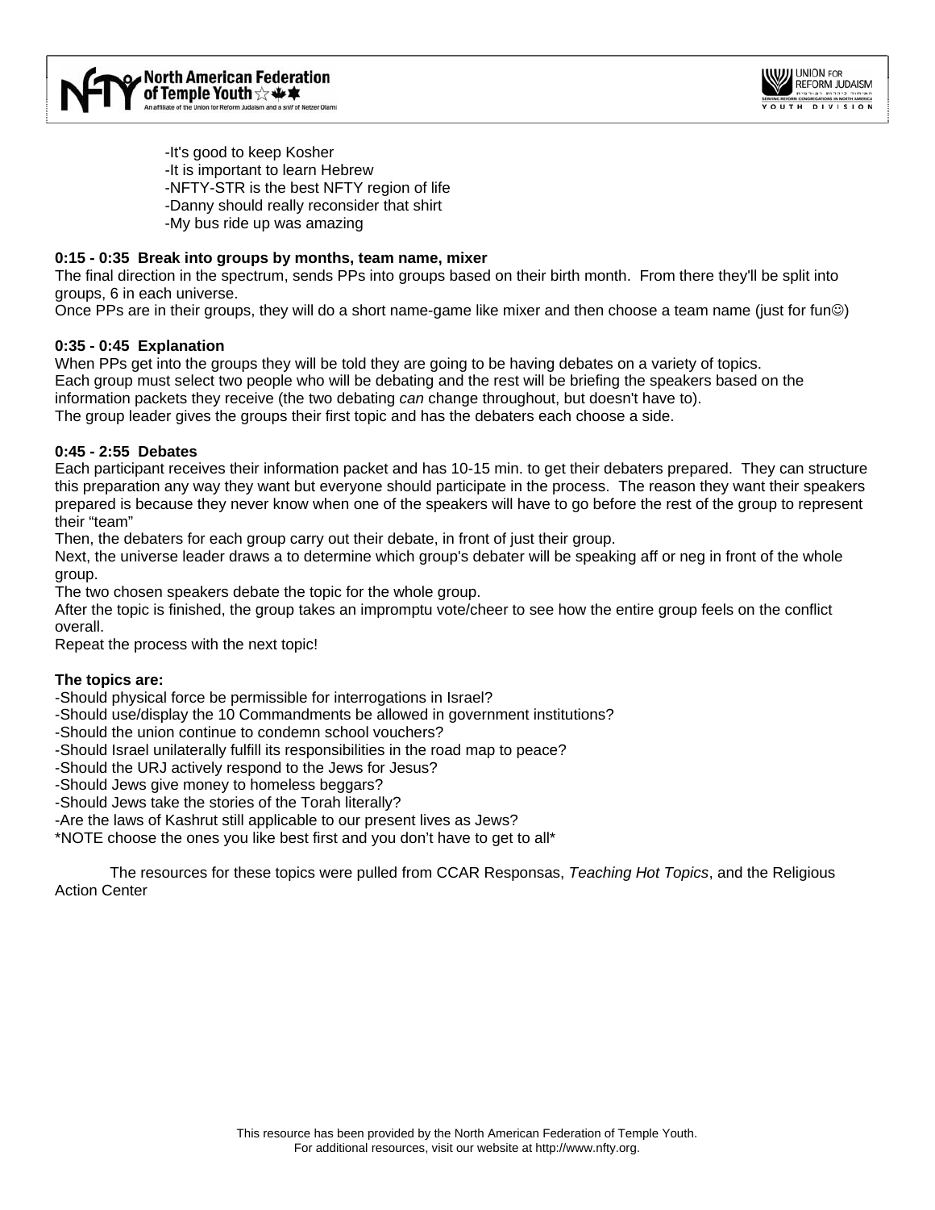-It's good to keep Kosher
-It is important to learn Hebrew
-NFTY-STR is the best NFTY region of life
-Danny should really reconsider that shirt
-My bus ride up was amazing

**0:15 - 0:35 Break into groups by months, team name, mixer**

The final direction in the spectrum, sends PPs into groups based on their birth month. From there they'll be split into groups, 6 in each universe.
Once PPs are in their groups, they will do a short name-game like mixer and then choose a team name (just for fun☺)

**0:35 - 0:45 Explanation**

When PPs get into the groups they will be told they are going to be having debates on a variety of topics.
Each group must select two people who will be debating and the rest will be briefing the speakers based on the information packets they receive (the two debating *can* change throughout, but doesn't have to).
The group leader gives the groups their first topic and has the debaters each choose a side.

**0:45 - 2:55 Debates**

Each participant receives their information packet and has 10-15 min. to get their debaters prepared. They can structure this preparation any way they want but everyone should participate in the process. The reason they want their speakers prepared is because they never know when one of the speakers will have to go before the rest of the group to represent their "team"
Then, the debaters for each group carry out their debate, in front of just their group.
Next, the universe leader draws a to determine which group's debater will be speaking aff or neg in front of the whole group.
The two chosen speakers debate the topic for the whole group.
After the topic is finished, the group takes an impromptu vote/cheer to see how the entire group feels on the conflict overall.
Repeat the process with the next topic!

**The topics are:**

-Should physical force be permissible for interrogations in Israel?
-Should use/display the 10 Commandments be allowed in government institutions?
-Should the union continue to condemn school vouchers?
-Should Israel unilaterally fulfill its responsibilities in the road map to peace?
-Should the URJ actively respond to the Jews for Jesus?
-Should Jews give money to homeless beggars?
-Should Jews take the stories of the Torah literally?
-Are the laws of Kashrut still applicable to our present lives as Jews?
*NOTE choose the ones you like best first and you don't have to get to all*

The resources for these topics were pulled from CCAR Responsas, *Teaching Hot Topics*, and the Religious Action Center